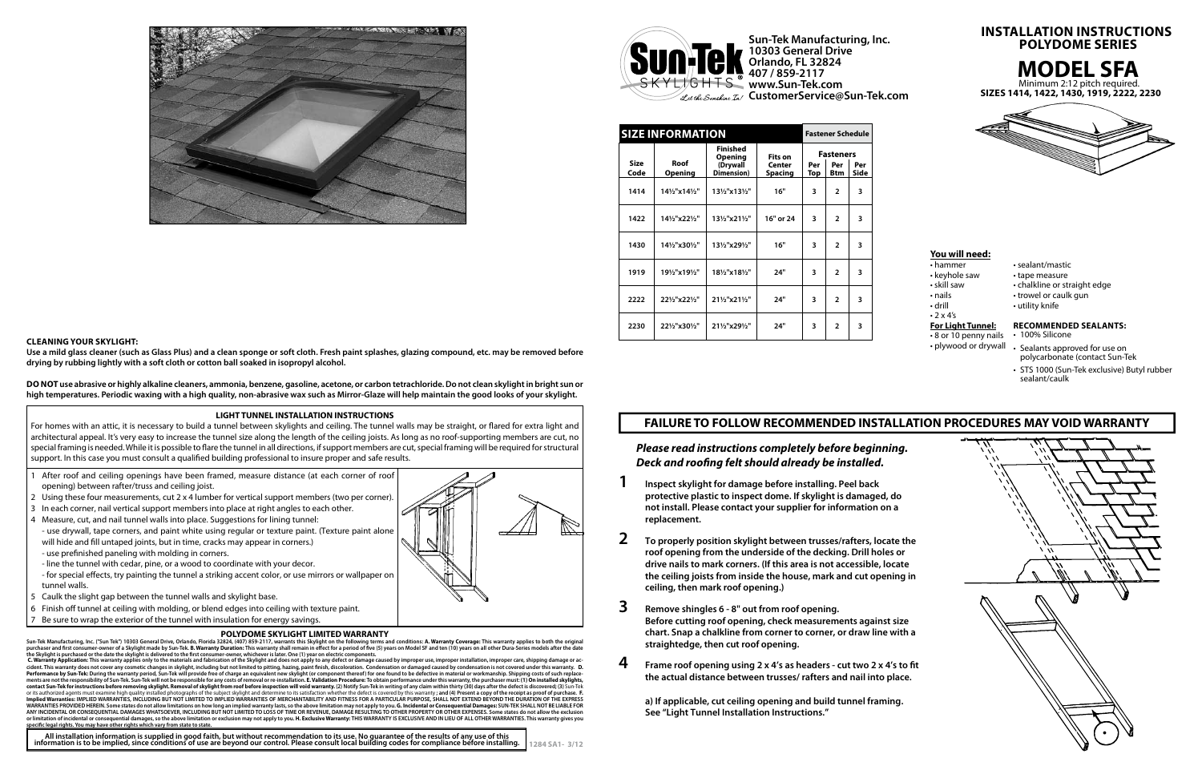Sun-Tek Manufacturing, Inc.
10303 General Drive
Orlando, FL 32824
407 / 859-2117
www.Sun-Tek.com
CustomerService@Sun-Tek.com

# INSTALLATION INSTRUCTIONS POLYDOME SERIES

# MODEL SFA

Minimum 2:12 pitch required.

**SIZES 1414, 1422, 1430, 1919, 2222, 2230**

| SIZE INFORMATION | | | | Fastener Schedule | | |
|---|---|---|---|---|---|---|
| | | | | Fasteners | | |
| Size Code | Roof Opening | Finished Opening (Drywall Dimension) | Fits on Center Spacing | Per Top | Per Btm | Per Side |
| 1414 | 14½"x14½" | 13½"x13½" | 16" | 3 | 2 | 3 |
| 1422 | 14½"x22½" | 13½"x21½" | 16" or 24 | 3 | 2 | 3 |
| 1430 | 14½"x30½" | 13½"x29½" | 16" | 3 | 2 | 3 |
| 1919 | 19½"x19½" | 18½"x18½" | 24" | 3 | 2 | 3 |
| 2222 | 22½"x22½" | 21½"x21½" | 24" | 3 | 2 | 3 |
| 2230 | 22½"x30½" | 21½"x29½" | 24" | 3 | 2 | 3 |

**You will need:**

- hammer
- keyhole saw
- skill saw
- nails
- drill
- 2 x 4's
- sealant/mastic
- tape measure
- chalkline or straight edge
- trowel or caulk gun
- utility knife

**For Light Tunnel:**

- 8 or 10 penny nails
- plywood or drywall

**RECOMMENDED SEALANTS:**

- 100% Silicone
- Sealants approved for use on polycarbonate (contact Sun-Tek
- STS 1000 (Sun-Tek exclusive) Butyl rubber sealant/caulk

## FAILURE TO FOLLOW RECOMMENDED INSTALLATION PROCEDURES MAY VOID WARRANTY

***Please read instructions completely before beginning. Deck and roofing felt should already be installed.***

**1** **Inspect skylight for damage before installing. Peel back protective plastic to inspect dome. If skylight is damaged, do not install. Please contact your supplier for information on a replacement.**

**2** **To properly position skylight between trusses/rafters, locate the roof opening from the underside of the decking. Drill holes or drive nails to mark corners. (If this area is not accessible, locate the ceiling joists from inside the house, mark and cut opening in ceiling, then mark roof opening.)**

**3** **Remove shingles 6 - 8" out from roof opening. Before cutting roof opening, check measurements against size chart. Snap a chalkline from corner to corner, or draw line with a straightedge, then cut roof opening.**

**4** **Frame roof opening using 2 x 4's as headers - cut two 2 x 4's to fit the actual distance between trusses/ rafters and nail into place.**

**a) If applicable, cut ceiling opening and build tunnel framing. See "Light Tunnel Installation Instructions."**

**CLEANING YOUR SKYLIGHT:**

**Use a mild glass cleaner (such as Glass Plus) and a clean sponge or soft cloth. Fresh paint splashes, glazing compound, etc. may be removed before drying by rubbing lightly with a soft cloth or cotton ball soaked in isopropyl alcohol.**

**DO NOT use abrasive or highly alkaline cleaners, ammonia, benzene, gasoline, acetone, or carbon tetrachloride. Do not clean skylight in bright sun or high temperatures. Periodic waxing with a high quality, non-abrasive wax such as Mirror-Glaze will help maintain the good looks of your skylight.**

### LIGHT TUNNEL INSTALLATION INSTRUCTIONS

For homes with an attic, it is necessary to build a tunnel between skylights and ceiling. The tunnel walls may be straight, or flared for extra light and architectural appeal. It's very easy to increase the tunnel size along the length of the ceiling joists. As long as no roof-supporting members are cut, no special framing is needed. While it is possible to flare the tunnel in all directions, if support members are cut, special framing will be required for structural support. In this case you must consult a qualified building professional to insure proper and safe results.

1. After roof and ceiling openings have been framed, measure distance (at each corner of roof opening) between rafter/truss and ceiling joist.
2. Using these four measurements, cut 2 x 4 lumber for vertical support members (two per corner).
3. In each corner, nail vertical support members into place at right angles to each other.
4. Measure, cut, and nail tunnel walls into place. Suggestions for lining tunnel:
   - use drywall, tape corners, and paint white using regular or texture paint. (Texture paint alone will hide and fill untaped joints, but in time, cracks may appear in corners.)
   - use prefinished paneling with molding in corners.
   - line the tunnel with cedar, pine, or a wood to coordinate with your decor.
   - for special effects, try painting the tunnel a striking accent color, or use mirrors or wallpaper on tunnel walls.
5. Caulk the slight gap between the tunnel walls and skylight base.
6. Finish off tunnel at ceiling with molding, or blend edges into ceiling with texture paint.
7. Be sure to wrap the exterior of the tunnel with insulation for energy savings.

### POLYDOME SKYLIGHT LIMITED WARRANTY

Sun-Tek Manufacturing, Inc. ("Sun Tek") 10303 General Drive, Orlando, Florida 32824, (407) 859-2117, warrants this Skylight on the following terms and conditions: **A. Warranty Coverage:** This warranty applies to both the original purchaser and first consumer-owner of a Skylight made by Sun-Tek. **B. Warranty Duration:** This warranty shall remain in effect for a period of five (5) years on Model SF and ten (10) years on all other Dura-Series models after the date the Skylight is purchased or the date the skylight is delivered to the first consumer-owner, whichever is later. One (1) year on electric components. **C. Warranty Application:** This warranty applies only to the materials and fabrication of the Skylight and does not apply to any defect or damage caused by improper use, improper installation, improper care, shipping damage or accident. This warranty does not cover any cosmetic changes in skylight, including but not limited to pitting, hazing, paint finish, discoloration. Condensation or damaged caused by condensation is not covered under this warranty. **D. Performance by Sun-Tek:** During the warranty period, Sun-Tek will provide free of charge an equivalent new skylight (or component thereof) for one found to be defective in material or workmanship. Shipping costs of such replacements are not the responsibility of Sun-Tek. Sun-Tek will not be responsible for any costs of removal or re-installation. **E. Validation Procedure:** To obtain performance under this warranty, the purchaser must: (1) On installed skylights, contact Sun-Tek for instructions before removing skylight. Removal of skylight from roof before inspection will void warranty. (2) Notify Sun-Tek in writing of any claim within thirty (30) days after the defect is discovered; (3) Sun-Tek or its authorized agents must examine high quality installed photographs of the subject skylight and determine to its satisfaction whether the defect is covered by this warranty ; and (4) Present a copy of the receipt as proof of purchase. **F. Implied Warranties:** IMPLIED WARRANTIES, INCLUDING BUT NOT LIMITED TO IMPLIED WARRANTIES OF MERCHANTABILITY AND FITNESS FOR A PARTICULAR PURPOSE, SHALL NOT EXTEND BEYOND THE DURATION OF THE EXPRESS WARRANTIES PROVIDED HEREIN. Some states do not allow limitations on how long an implied warranty lasts, so the above limitation may not apply to you. **G. Incidental or Consequential Damages:** SUN-TEK SHALL NOT BE LIABLE FOR ANY INCIDENTAL OR CONSEQUENTIAL DAMAGES WHATSOEVER, INCLUDING BUT NOT LIMITED TO LOSS OF TIME OR REVENUE, DAMAGE RESULTING TO OTHER PROPERTY OR OTHER EXPENSES. Some states do not allow the exclusion or limitation of incidental or consequential damages, so the above limitation or exclusion may not apply to you. **H. Exclusive Warranty:** THIS WARRANTY IS EXCLUSIVE AND IN LIEU OF ALL OTHER WARRANTIES. This warranty gives you specific legal rights. You may have other rights which vary from state to state.

**All installation information is supplied in good faith, but without recommendation to its use. No guarantee of the results of any use of this information is to be implied, since conditions of use are beyond our control. Please consult local building codes for compliance before installing.**

1284 SA1- 3/12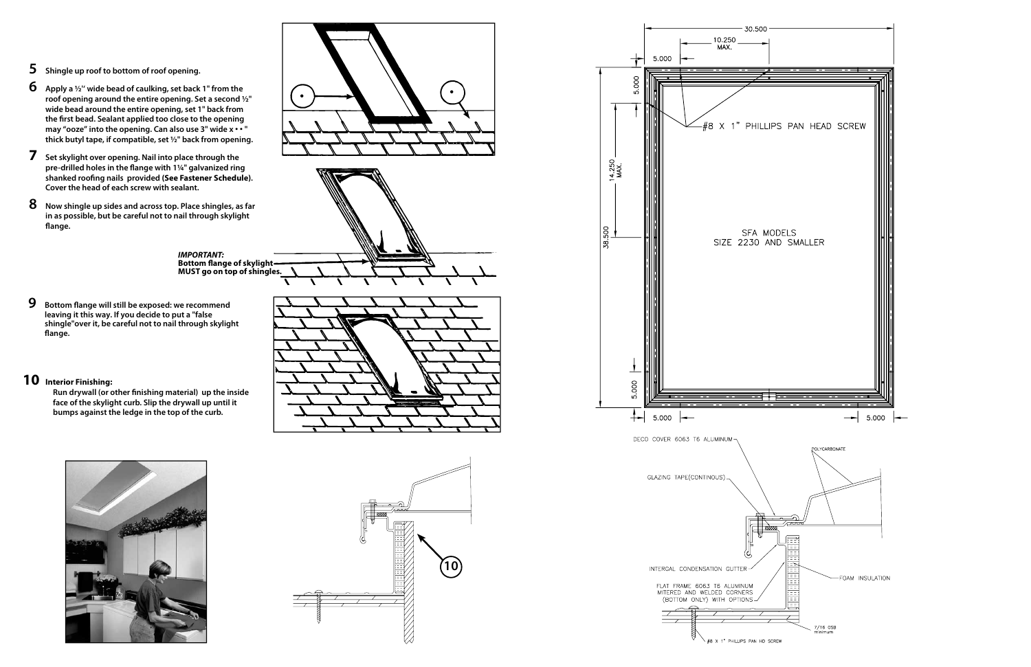5 Shingle up roof to bottom of roof opening.

6 Apply a ½" wide bead of caulking, set back 1" from the roof opening around the entire opening. Set a second ½" wide bead around the entire opening, set 1" back from the first bead. Sealant applied too close to the opening may "ooze" into the opening. Can also use 3" wide x • • " thick butyl tape, if compatible, set ½" back from opening.

7 Set skylight over opening. Nail into place through the pre-drilled holes in the flange with 1¼" galvanized ring shanked roofing nails provided (**See Fastener Schedule**). Cover the head of each screw with sealant.

8 Now shingle up sides and across top. Place shingles, as far in as possible, but be careful not to nail through skylight flange.

***IMPORTANT:***
**Bottom flange of skylight MUST go on top of shingles.**

9 Bottom flange will still be exposed: we recommend leaving it this way. If you decide to put a "false shingle" over it, be careful not to nail through skylight flange.

10 **Interior Finishing:**
Run drywall (or other finishing material) up the inside face of the skylight curb. Slip the drywall up until it bumps against the ledge in the top of the curb.

10

30.500
10.250 MAX.
5.000
5.000
#8 X 1" PHILLIPS PAN HEAD SCREW
14.250 MAX.
38.500
SFA MODELS
SIZE 2230 AND SMALLER
5.000
5.000
5.000

DECO COVER 6063 T6 ALUMINUM
POLYCARBONATE
GLAZING TAPE(CONTINOUS)
INTERGAL CONDENSATION GUTTER
FOAM INSULATION
FLAT FRAME 6063 T6 ALUMINUM MITERED AND WELDED CORNERS (BOTTOM ONLY) WITH OPTIONS
7/16 OSB minimum
#8 X 1" PHILLIPS PAN HD SCREW